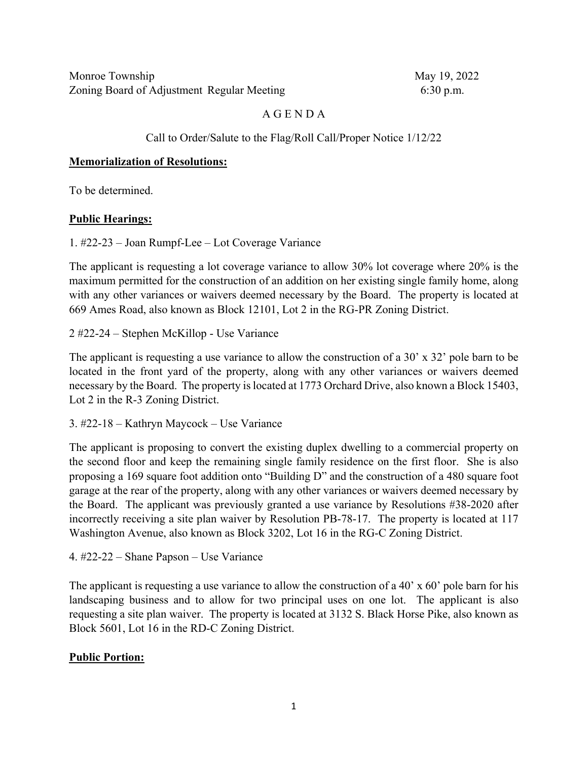Monroe Township  May 19, 2022
Zoning Board of Adjustment Regular Meeting  6:30 p.m.

# A G E N D A

Call to Order/Salute to the Flag/Roll Call/Proper Notice 1/12/22

**Memorialization of Resolutions:**

To be determined.

**Public Hearings:**

1. #22-23 – Joan Rumpf-Lee – Lot Coverage Variance

The applicant is requesting a lot coverage variance to allow 30% lot coverage where 20% is the maximum permitted for the construction of an addition on her existing single family home, along with any other variances or waivers deemed necessary by the Board. The property is located at 669 Ames Road, also known as Block 12101, Lot 2 in the RG-PR Zoning District.

2 #22-24 – Stephen McKillop - Use Variance

The applicant is requesting a use variance to allow the construction of a 30' x 32' pole barn to be located in the front yard of the property, along with any other variances or waivers deemed necessary by the Board. The property is located at 1773 Orchard Drive, also known a Block 15403, Lot 2 in the R-3 Zoning District.

3. #22-18 – Kathryn Maycock – Use Variance

The applicant is proposing to convert the existing duplex dwelling to a commercial property on the second floor and keep the remaining single family residence on the first floor. She is also proposing a 169 square foot addition onto "Building D" and the construction of a 480 square foot garage at the rear of the property, along with any other variances or waivers deemed necessary by the Board. The applicant was previously granted a use variance by Resolutions #38-2020 after incorrectly receiving a site plan waiver by Resolution PB-78-17. The property is located at 117 Washington Avenue, also known as Block 3202, Lot 16 in the RG-C Zoning District.

4. #22-22 – Shane Papson – Use Variance

The applicant is requesting a use variance to allow the construction of a 40' x 60' pole barn for his landscaping business and to allow for two principal uses on one lot. The applicant is also requesting a site plan waiver. The property is located at 3132 S. Black Horse Pike, also known as Block 5601, Lot 16 in the RD-C Zoning District.

**Public Portion:**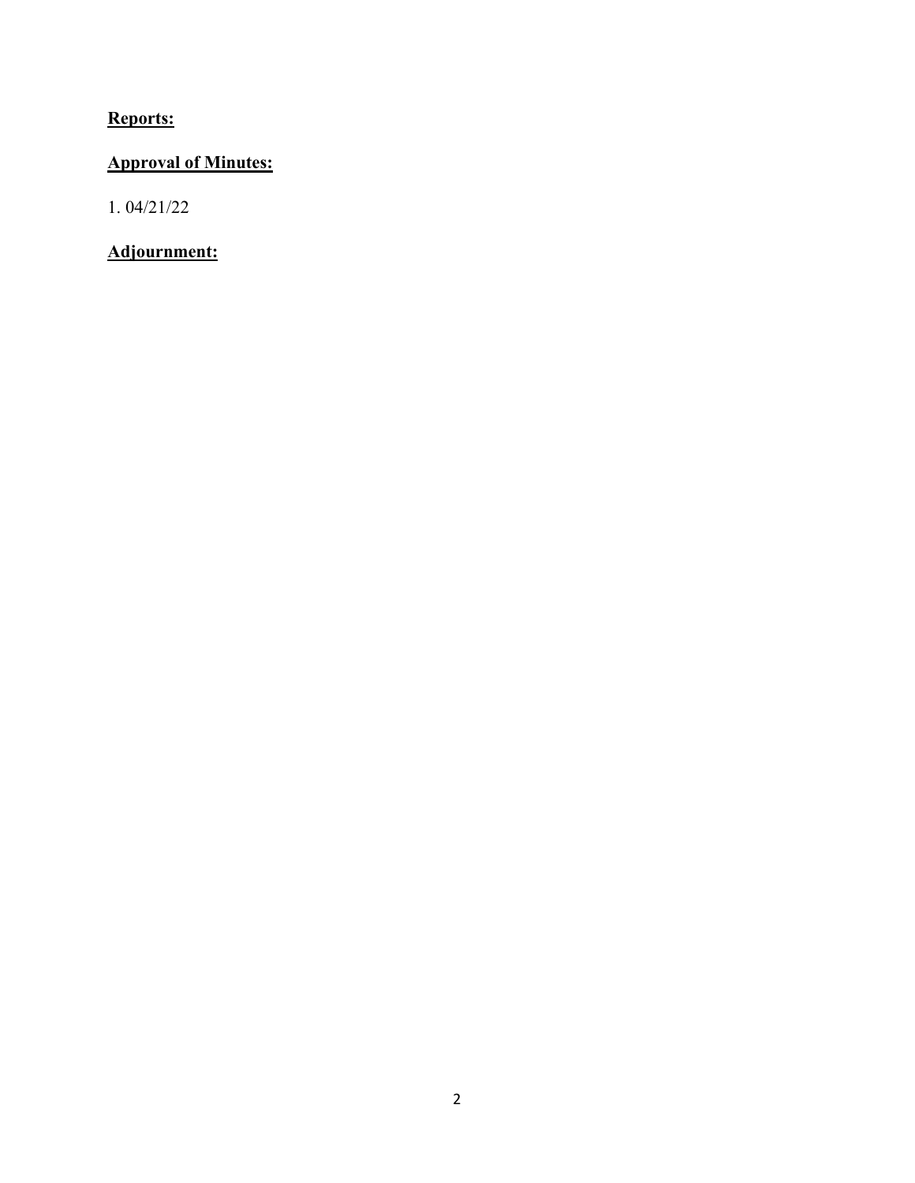**Reports:**

**Approval of Minutes:**

1. 04/21/22

**Adjournment:**